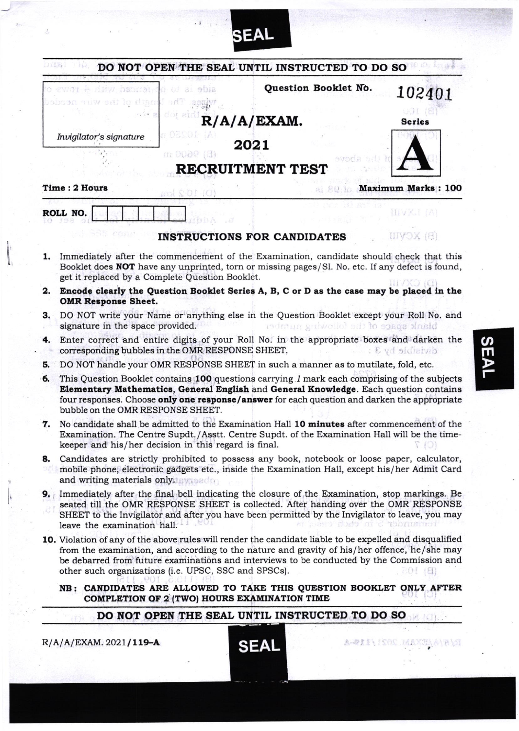SEAL

**DO NOT OPEN THE SEAL UNTIL INSTRUCTED TO DO SO**

*Invigilator's signature*

Question Booklet No. 102401

# R/A/A/EXAM.

# 2021

# RECRUITMENT TEST

Series **A**

**Time : 2 Hours** **Maximum Marks : 100**

**ROLL NO.**

## INSTRUCTIONS FOR CANDIDATES

1. Immediately after the commencement of the Examination, candidate should check that this Booklet does **NOT** have any unprinted, torn or missing pages/Sl. No. etc. If any defect is found, get it replaced by a Complete Question Booklet.
2. **Encode clearly the Question Booklet Series A, B, C or D as the case may be placed in the OMR Response Sheet.**
3. DO NOT write your Name or anything else in the Question Booklet except your Roll No. and signature in the space provided.
4. Enter correct and entire digits of your Roll No. in the appropriate boxes and darken the corresponding bubbles in the OMR RESPONSE SHEET.
5. DO NOT handle your OMR RESPONSE SHEET in such a manner as to mutilate, fold, etc.
6. This Question Booklet contains **100** questions carrying *1* mark each comprising of the subjects **Elementary Mathematics, General English** and **General Knowledge**. Each question contains four responses. Choose **only one response/answer** for each question and darken the appropriate bubble on the OMR RESPONSE SHEET.
7. No candidate shall be admitted to the Examination Hall **10 minutes** after commencement of the Examination. The Centre Supdt./Asstt. Centre Supdt. of the Examination Hall will be the time-keeper and his/her decision in this regard is final.
8. Candidates are strictly prohibited to possess any book, notebook or loose paper, calculator, mobile phone, electronic gadgets etc., inside the Examination Hall, except his/her Admit Card and writing materials only.
9. Immediately after the final bell indicating the closure of the Examination, stop markings. Be seated till the OMR RESPONSE SHEET is collected. After handing over the OMR RESPONSE SHEET to the Invigilator and after you have been permitted by the Invigilator to leave, you may leave the examination hall.
10. Violation of any of the above rules will render the candidate liable to be expelled and disqualified from the examination, and according to the nature and gravity of his/her offence, he/she may be debarred from future examinations and interviews to be conducted by the Commission and other such organizations (i.e. UPSC, SSC and SPSCs).

**NB : CANDIDATES ARE ALLOWED TO TAKE THIS QUESTION BOOKLET ONLY AFTER COMPLETION OF 2 (TWO) HOURS EXAMINATION TIME**

**DO NOT OPEN THE SEAL UNTIL INSTRUCTED TO DO SO**

R/A/A/EXAM. 2021/**119–A**

SEAL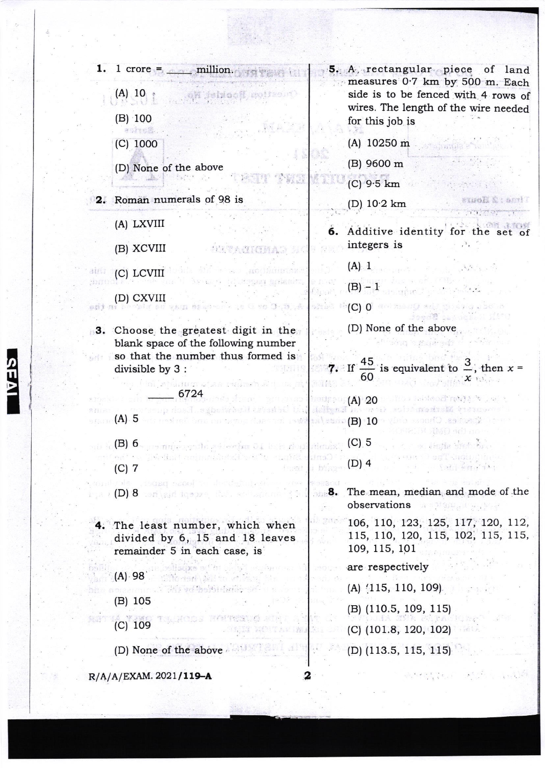1. 1 crore = ______ million.

(A) 10

(B) 100

(C) 1000

(D) None of the above

2. Roman numerals of 98 is

(A) LXVIII

(B) XCVIII

(C) LCVIII

(D) CXVIII

3. Choose the greatest digit in the blank space of the following number so that the number thus formed is divisible by 3 :

______ 6724

(A) 5

(B) 6

(C) 7

(D) 8

4. The least number, which when divided by 6, 15 and 18 leaves remainder 5 in each case, is

(A) 98

(B) 105

(C) 109

(D) None of the above

5. A rectangular piece of land measures 0·7 km by 500 m. Each side is to be fenced with 4 rows of wires. The length of the wire needed for this job is

(A) 10250 m

(B) 9600 m

(C) 9·5 km

(D) 10·2 km

6. Additive identity for the set of integers is

(A) 1

(B) − 1

(C) 0

(D) None of the above

7. If $\frac{45}{60}$ is equivalent to $\frac{3}{x}$, then $x$ =

(A) 20

(B) 10

(C) 5

(D) 4

8. The mean, median and mode of the observations

106, 110, 123, 125, 117, 120, 112, 115, 110, 120, 115, 102, 115, 115, 109, 115, 101

are respectively

(A) (115, 110, 109)

(B) (110.5, 109, 115)

(C) (101.8, 120, 102)

(D) (113.5, 115, 115)